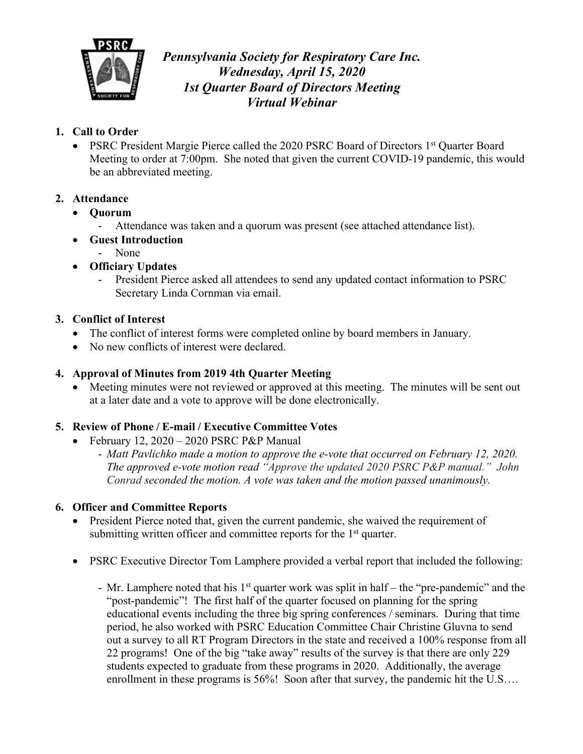# *Pennsylvania Society for Respiratory Care Inc.*
## *Wednesday, April 15, 2020*
## *1st Quarter Board of Directors Meeting*
## *Virtual Webinar*

1. **Call to Order**
   - PSRC President Margie Pierce called the 2020 PSRC Board of Directors 1st Quarter Board Meeting to order at 7:00pm. She noted that given the current COVID-19 pandemic, this would be an abbreviated meeting.

2. **Attendance**
   - **Quorum**
     - Attendance was taken and a quorum was present (see attached attendance list).
   - **Guest Introduction**
     - None
   - **Officiary Updates**
     - President Pierce asked all attendees to send any updated contact information to PSRC Secretary Linda Cornman via email.

3. **Conflict of Interest**
   - The conflict of interest forms were completed online by board members in January.
   - No new conflicts of interest were declared.

4. **Approval of Minutes from 2019 4th Quarter Meeting**
   - Meeting minutes were not reviewed or approved at this meeting. The minutes will be sent out at a later date and a vote to approve will be done electronically.

5. **Review of Phone / E-mail / Executive Committee Votes**
   - February 12, 2020 – 2020 PSRC P&P Manual
     - *Matt Pavlichko made a motion to approve the e-vote that occurred on February 12, 2020. The approved e-vote motion read "Approve the updated 2020 PSRC P&P manual." John Conrad seconded the motion. A vote was taken and the motion passed unanimously.*

6. **Officer and Committee Reports**
   - President Pierce noted that, given the current pandemic, she waived the requirement of submitting written officer and committee reports for the 1st quarter.

   - PSRC Executive Director Tom Lamphere provided a verbal report that included the following:

     - Mr. Lamphere noted that his 1st quarter work was split in half – the "pre-pandemic" and the "post-pandemic"! The first half of the quarter focused on planning for the spring educational events including the three big spring conferences / seminars. During that time period, he also worked with PSRC Education Committee Chair Christine Gluvna to send out a survey to all RT Program Directors in the state and received a 100% response from all 22 programs! One of the big "take away" results of the survey is that there are only 229 students expected to graduate from these programs in 2020. Additionally, the average enrollment in these programs is 56%! Soon after that survey, the pandemic hit the U.S….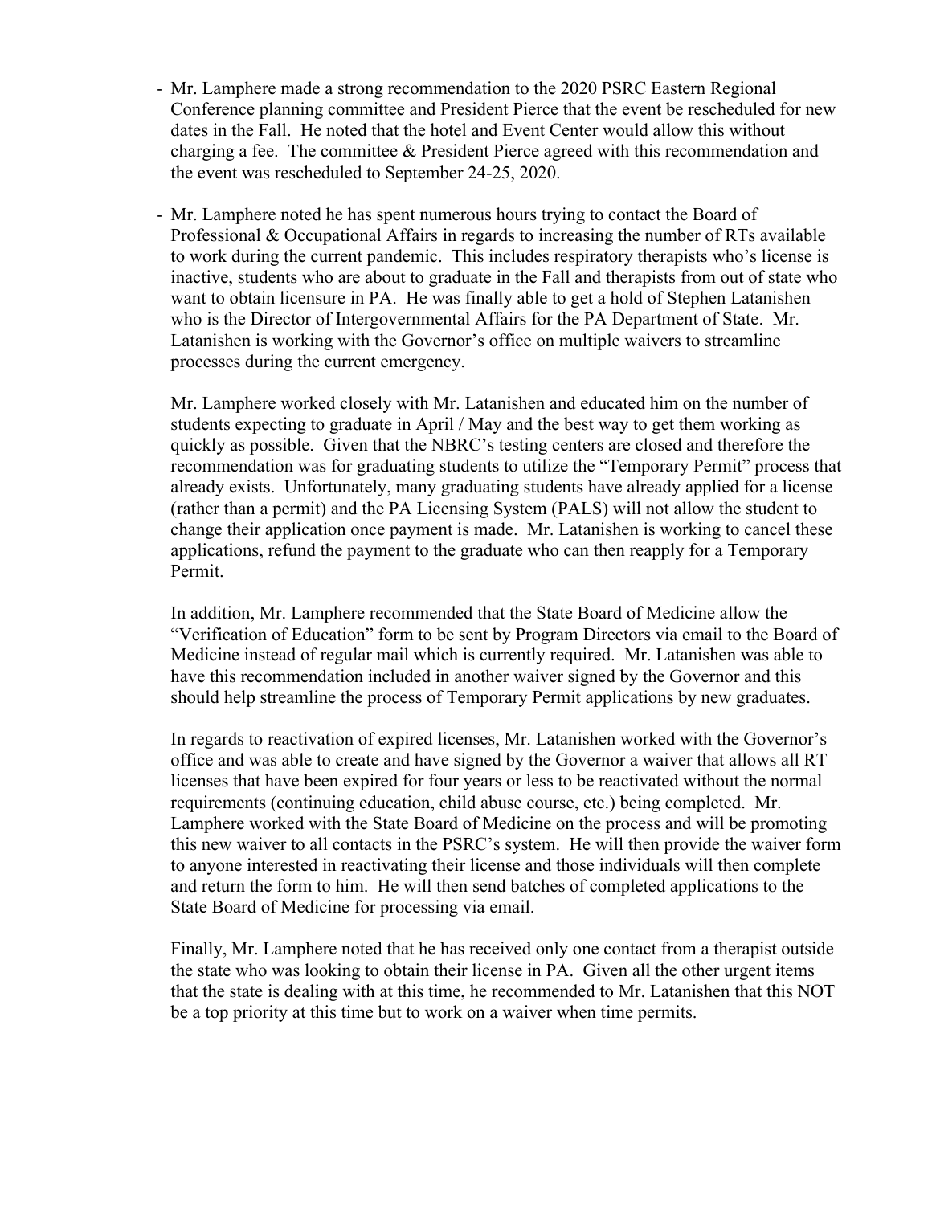- Mr. Lamphere made a strong recommendation to the 2020 PSRC Eastern Regional Conference planning committee and President Pierce that the event be rescheduled for new dates in the Fall. He noted that the hotel and Event Center would allow this without charging a fee. The committee & President Pierce agreed with this recommendation and the event was rescheduled to September 24-25, 2020.

- Mr. Lamphere noted he has spent numerous hours trying to contact the Board of Professional & Occupational Affairs in regards to increasing the number of RTs available to work during the current pandemic. This includes respiratory therapists who's license is inactive, students who are about to graduate in the Fall and therapists from out of state who want to obtain licensure in PA. He was finally able to get a hold of Stephen Latanishen who is the Director of Intergovernmental Affairs for the PA Department of State. Mr. Latanishen is working with the Governor's office on multiple waivers to streamline processes during the current emergency.

  Mr. Lamphere worked closely with Mr. Latanishen and educated him on the number of students expecting to graduate in April / May and the best way to get them working as quickly as possible. Given that the NBRC's testing centers are closed and therefore the recommendation was for graduating students to utilize the "Temporary Permit" process that already exists. Unfortunately, many graduating students have already applied for a license (rather than a permit) and the PA Licensing System (PALS) will not allow the student to change their application once payment is made. Mr. Latanishen is working to cancel these applications, refund the payment to the graduate who can then reapply for a Temporary Permit.

  In addition, Mr. Lamphere recommended that the State Board of Medicine allow the "Verification of Education" form to be sent by Program Directors via email to the Board of Medicine instead of regular mail which is currently required. Mr. Latanishen was able to have this recommendation included in another waiver signed by the Governor and this should help streamline the process of Temporary Permit applications by new graduates.

  In regards to reactivation of expired licenses, Mr. Latanishen worked with the Governor's office and was able to create and have signed by the Governor a waiver that allows all RT licenses that have been expired for four years or less to be reactivated without the normal requirements (continuing education, child abuse course, etc.) being completed. Mr. Lamphere worked with the State Board of Medicine on the process and will be promoting this new waiver to all contacts in the PSRC's system. He will then provide the waiver form to anyone interested in reactivating their license and those individuals will then complete and return the form to him. He will then send batches of completed applications to the State Board of Medicine for processing via email.

  Finally, Mr. Lamphere noted that he has received only one contact from a therapist outside the state who was looking to obtain their license in PA. Given all the other urgent items that the state is dealing with at this time, he recommended to Mr. Latanishen that this NOT be a top priority at this time but to work on a waiver when time permits.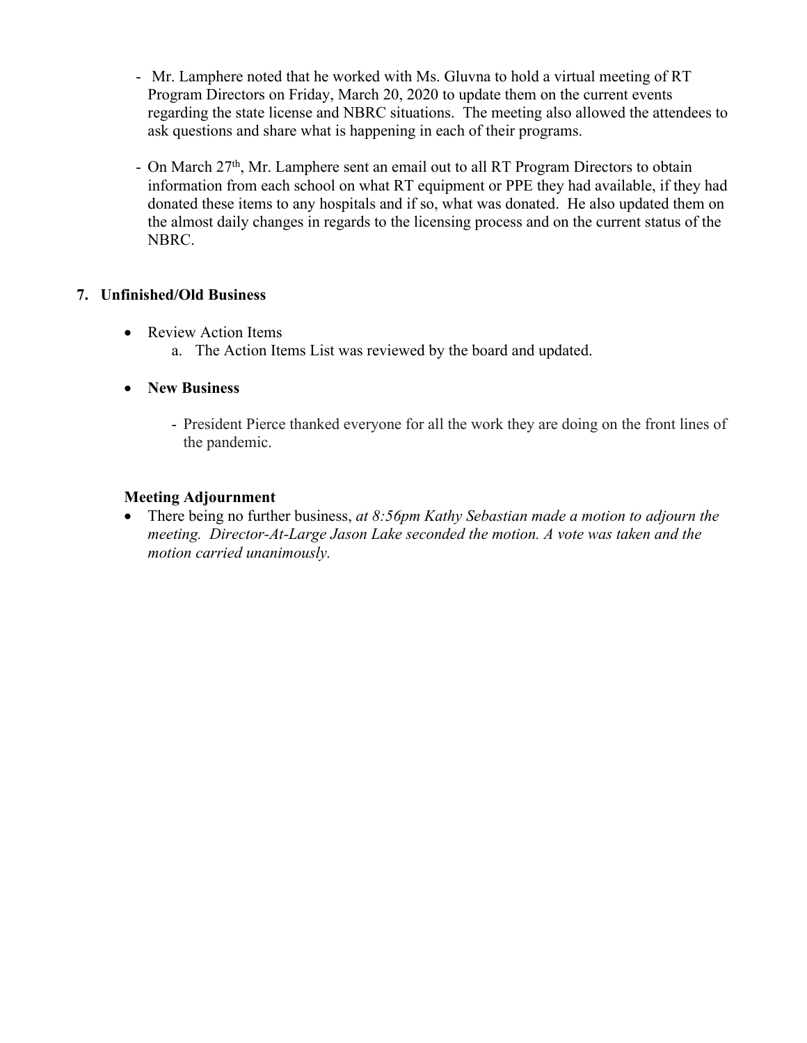- Mr. Lamphere noted that he worked with Ms. Gluvna to hold a virtual meeting of RT Program Directors on Friday, March 20, 2020 to update them on the current events regarding the state license and NBRC situations. The meeting also allowed the attendees to ask questions and share what is happening in each of their programs.

- On March 27th, Mr. Lamphere sent an email out to all RT Program Directors to obtain information from each school on what RT equipment or PPE they had available, if they had donated these items to any hospitals and if so, what was donated. He also updated them on the almost daily changes in regards to the licensing process and on the current status of the NBRC.

**7. Unfinished/Old Business**

- Review Action Items
  a. The Action Items List was reviewed by the board and updated.

- **New Business**

  - President Pierce thanked everyone for all the work they are doing on the front lines of the pandemic.

**Meeting Adjournment**

- There being no further business, *at 8:56pm Kathy Sebastian made a motion to adjourn the meeting. Director-At-Large Jason Lake seconded the motion. A vote was taken and the motion carried unanimously.*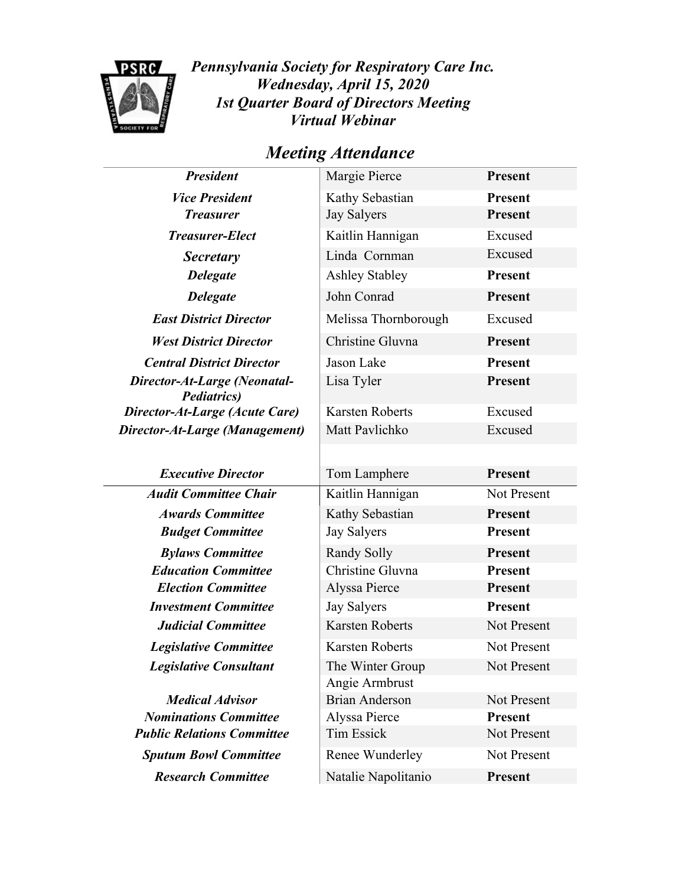***Pennsylvania Society for Respiratory Care Inc.***
***Wednesday, April 15, 2020***
***1st Quarter Board of Directors Meeting***
***Virtual Webinar***

## *Meeting Attendance*

| | | |
|---|---|---|
| ***President*** | Margie Pierce | **Present** |
| ***Vice President*** | Kathy Sebastian | **Present** |
| ***Treasurer*** | Jay Salyers | **Present** |
| ***Treasurer-Elect*** | Kaitlin Hannigan | Excused |
| ***Secretary*** | Linda Cornman | Excused |
| ***Delegate*** | Ashley Stabley | **Present** |
| ***Delegate*** | John Conrad | **Present** |
| ***East District Director*** | Melissa Thornborough | Excused |
| ***West District Director*** | Christine Gluvna | **Present** |
| ***Central District Director*** | Jason Lake | **Present** |
| ***Director-At-Large (Neonatal-Pediatrics)*** | Lisa Tyler | **Present** |
| ***Director-At-Large (Acute Care)*** | Karsten Roberts | Excused |
| ***Director-At-Large (Management)*** | Matt Pavlichko | Excused |
| ***Executive Director*** | Tom Lamphere | **Present** |
| ***Audit Committee Chair*** | Kaitlin Hannigan | Not Present |
| ***Awards Committee*** | Kathy Sebastian | **Present** |
| ***Budget Committee*** | Jay Salyers | **Present** |
| ***Bylaws Committee*** | Randy Solly | **Present** |
| ***Education Committee*** | Christine Gluvna | **Present** |
| ***Election Committee*** | Alyssa Pierce | **Present** |
| ***Investment Committee*** | Jay Salyers | **Present** |
| ***Judicial Committee*** | Karsten Roberts | Not Present |
| ***Legislative Committee*** | Karsten Roberts | Not Present |
| ***Legislative Consultant*** | The Winter Group<br>Angie Armbrust | Not Present |
| ***Medical Advisor*** | Brian Anderson | Not Present |
| ***Nominations Committee*** | Alyssa Pierce | **Present** |
| ***Public Relations Committee*** | Tim Essick | Not Present |
| ***Sputum Bowl Committee*** | Renee Wunderley | Not Present |
| ***Research Committee*** | Natalie Napolitanio | **Present** |